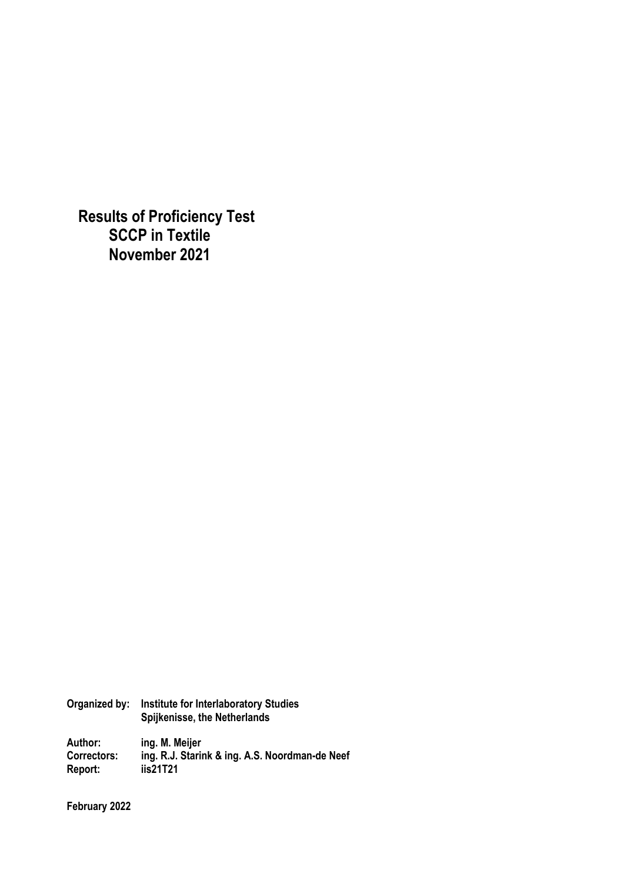# Results of Proficiency Test
# SCCP in Textile
# November 2021

**Organized by:** Institute for Interlaboratory Studies
Spijkenisse, the Netherlands

**Author:** ing. M. Meijer
**Correctors:** ing. R.J. Starink & ing. A.S. Noordman-de Neef
**Report:** iis21T21

**February 2022**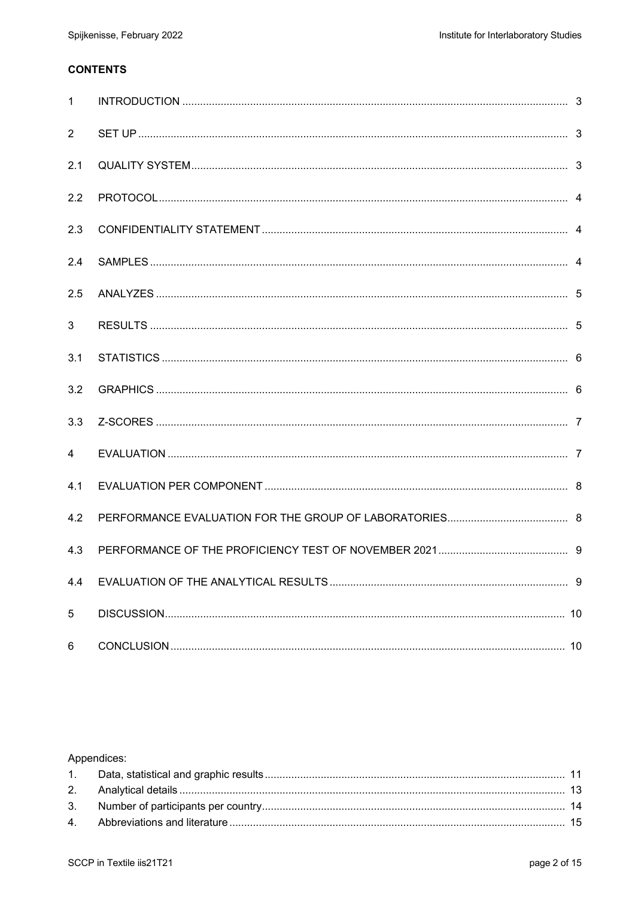**CONTENTS**

| | | |
|---|---|---|
| 1 | INTRODUCTION | 3 |
| 2 | SET UP | 3 |
| 2.1 | QUALITY SYSTEM | 3 |
| 2.2 | PROTOCOL | 4 |
| 2.3 | CONFIDENTIALITY STATEMENT | 4 |
| 2.4 | SAMPLES | 4 |
| 2.5 | ANALYZES | 5 |
| 3 | RESULTS | 5 |
| 3.1 | STATISTICS | 6 |
| 3.2 | GRAPHICS | 6 |
| 3.3 | Z-SCORES | 7 |
| 4 | EVALUATION | 7 |
| 4.1 | EVALUATION PER COMPONENT | 8 |
| 4.2 | PERFORMANCE EVALUATION FOR THE GROUP OF LABORATORIES | 8 |
| 4.3 | PERFORMANCE OF THE PROFICIENCY TEST OF NOVEMBER 2021 | 9 |
| 4.4 | EVALUATION OF THE ANALYTICAL RESULTS | 9 |
| 5 | DISCUSSION | 10 |
| 6 | CONCLUSION | 10 |

Appendices:

| | | |
|---|---|---|
| 1. | Data, statistical and graphic results | 11 |
| 2. | Analytical details | 13 |
| 3. | Number of participants per country | 14 |
| 4. | Abbreviations and literature | 15 |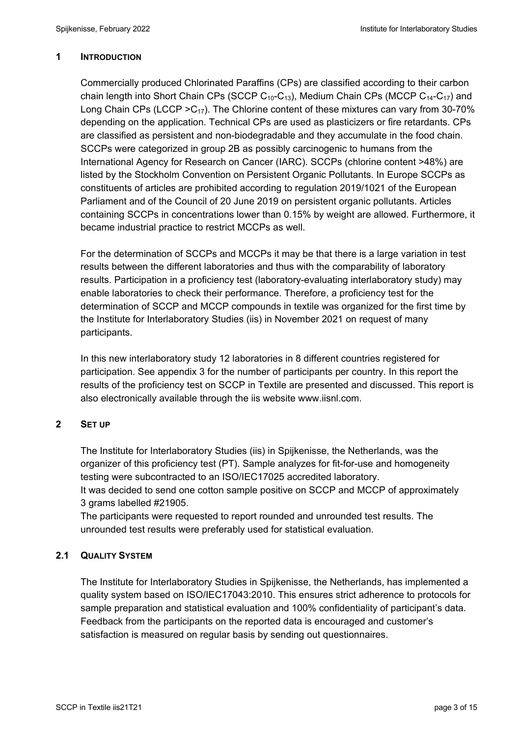## 1 INTRODUCTION

Commercially produced Chlorinated Paraffins (CPs) are classified according to their carbon chain length into Short Chain CPs (SCCP $C_{10}$-$C_{13}$), Medium Chain CPs (MCCP $C_{14}$-$C_{17}$) and Long Chain CPs (LCCP $>C_{17}$). The Chlorine content of these mixtures can vary from 30-70% depending on the application. Technical CPs are used as plasticizers or fire retardants. CPs are classified as persistent and non-biodegradable and they accumulate in the food chain. SCCPs were categorized in group 2B as possibly carcinogenic to humans from the International Agency for Research on Cancer (IARC). SCCPs (chlorine content >48%) are listed by the Stockholm Convention on Persistent Organic Pollutants. In Europe SCCPs as constituents of articles are prohibited according to regulation 2019/1021 of the European Parliament and of the Council of 20 June 2019 on persistent organic pollutants. Articles containing SCCPs in concentrations lower than 0.15% by weight are allowed. Furthermore, it became industrial practice to restrict MCCPs as well.

For the determination of SCCPs and MCCPs it may be that there is a large variation in test results between the different laboratories and thus with the comparability of laboratory results. Participation in a proficiency test (laboratory-evaluating interlaboratory study) may enable laboratories to check their performance. Therefore, a proficiency test for the determination of SCCP and MCCP compounds in textile was organized for the first time by the Institute for Interlaboratory Studies (iis) in November 2021 on request of many participants.

In this new interlaboratory study 12 laboratories in 8 different countries registered for participation. See appendix 3 for the number of participants per country. In this report the results of the proficiency test on SCCP in Textile are presented and discussed. This report is also electronically available through the iis website www.iisnl.com.

## 2 SET UP

The Institute for Interlaboratory Studies (iis) in Spijkenisse, the Netherlands, was the organizer of this proficiency test (PT). Sample analyzes for fit-for-use and homogeneity testing were subcontracted to an ISO/IEC17025 accredited laboratory.
It was decided to send one cotton sample positive on SCCP and MCCP of approximately 3 grams labelled #21905.
The participants were requested to report rounded and unrounded test results. The unrounded test results were preferably used for statistical evaluation.

### 2.1 QUALITY SYSTEM

The Institute for Interlaboratory Studies in Spijkenisse, the Netherlands, has implemented a quality system based on ISO/IEC17043:2010. This ensures strict adherence to protocols for sample preparation and statistical evaluation and 100% confidentiality of participant's data. Feedback from the participants on the reported data is encouraged and customer's satisfaction is measured on regular basis by sending out questionnaires.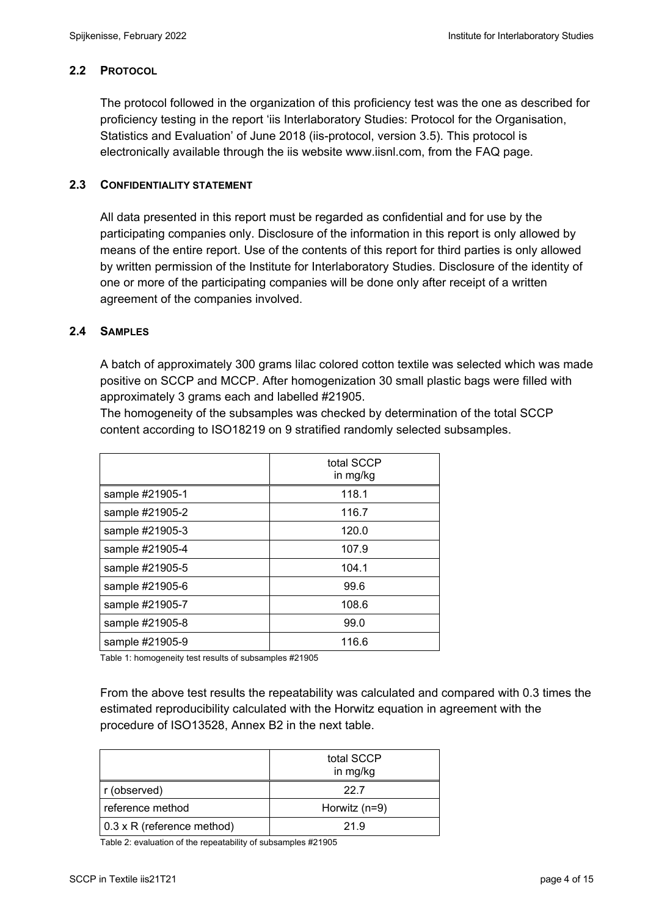### 2.2 PROTOCOL

The protocol followed in the organization of this proficiency test was the one as described for proficiency testing in the report 'iis Interlaboratory Studies: Protocol for the Organisation, Statistics and Evaluation' of June 2018 (iis-protocol, version 3.5). This protocol is electronically available through the iis website www.iisnl.com, from the FAQ page.

### 2.3 CONFIDENTIALITY STATEMENT

All data presented in this report must be regarded as confidential and for use by the participating companies only. Disclosure of the information in this report is only allowed by means of the entire report. Use of the contents of this report for third parties is only allowed by written permission of the Institute for Interlaboratory Studies. Disclosure of the identity of one or more of the participating companies will be done only after receipt of a written agreement of the companies involved.

### 2.4 SAMPLES

A batch of approximately 300 grams lilac colored cotton textile was selected which was made positive on SCCP and MCCP. After homogenization 30 small plastic bags were filled with approximately 3 grams each and labelled #21905.
The homogeneity of the subsamples was checked by determination of the total SCCP content according to ISO18219 on 9 stratified randomly selected subsamples.

| | total SCCP in mg/kg |
|---|---|
| sample #21905-1 | 118.1 |
| sample #21905-2 | 116.7 |
| sample #21905-3 | 120.0 |
| sample #21905-4 | 107.9 |
| sample #21905-5 | 104.1 |
| sample #21905-6 | 99.6 |
| sample #21905-7 | 108.6 |
| sample #21905-8 | 99.0 |
| sample #21905-9 | 116.6 |

Table 1: homogeneity test results of subsamples #21905

From the above test results the repeatability was calculated and compared with 0.3 times the estimated reproducibility calculated with the Horwitz equation in agreement with the procedure of ISO13528, Annex B2 in the next table.

| | total SCCP in mg/kg |
|---|---|
| r (observed) | 22.7 |
| reference method | Horwitz (n=9) |
| 0.3 x R (reference method) | 21.9 |

Table 2: evaluation of the repeatability of subsamples #21905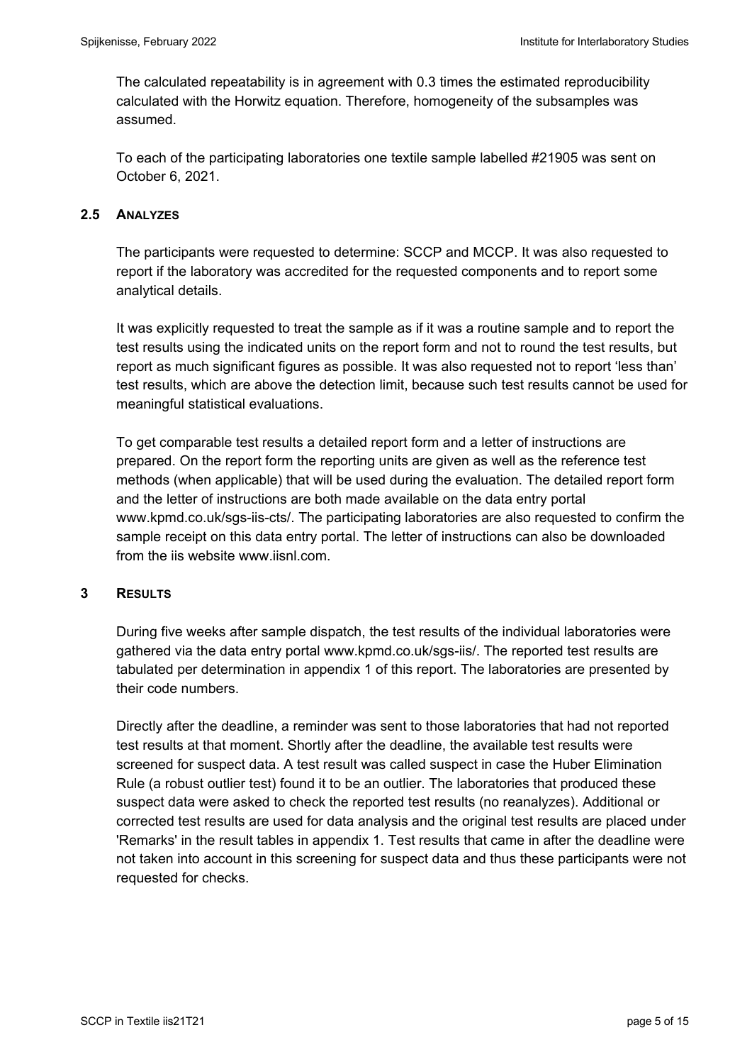The calculated repeatability is in agreement with 0.3 times the estimated reproducibility calculated with the Horwitz equation. Therefore, homogeneity of the subsamples was assumed.

To each of the participating laboratories one textile sample labelled #21905 was sent on October 6, 2021.

### 2.5 ANALYZES

The participants were requested to determine: SCCP and MCCP. It was also requested to report if the laboratory was accredited for the requested components and to report some analytical details.

It was explicitly requested to treat the sample as if it was a routine sample and to report the test results using the indicated units on the report form and not to round the test results, but report as much significant figures as possible. It was also requested not to report 'less than' test results, which are above the detection limit, because such test results cannot be used for meaningful statistical evaluations.

To get comparable test results a detailed report form and a letter of instructions are prepared. On the report form the reporting units are given as well as the reference test methods (when applicable) that will be used during the evaluation. The detailed report form and the letter of instructions are both made available on the data entry portal www.kpmd.co.uk/sgs-iis-cts/. The participating laboratories are also requested to confirm the sample receipt on this data entry portal. The letter of instructions can also be downloaded from the iis website www.iisnl.com.

## 3 RESULTS

During five weeks after sample dispatch, the test results of the individual laboratories were gathered via the data entry portal www.kpmd.co.uk/sgs-iis/. The reported test results are tabulated per determination in appendix 1 of this report. The laboratories are presented by their code numbers.

Directly after the deadline, a reminder was sent to those laboratories that had not reported test results at that moment. Shortly after the deadline, the available test results were screened for suspect data. A test result was called suspect in case the Huber Elimination Rule (a robust outlier test) found it to be an outlier. The laboratories that produced these suspect data were asked to check the reported test results (no reanalyzes). Additional or corrected test results are used for data analysis and the original test results are placed under 'Remarks' in the result tables in appendix 1. Test results that came in after the deadline were not taken into account in this screening for suspect data and thus these participants were not requested for checks.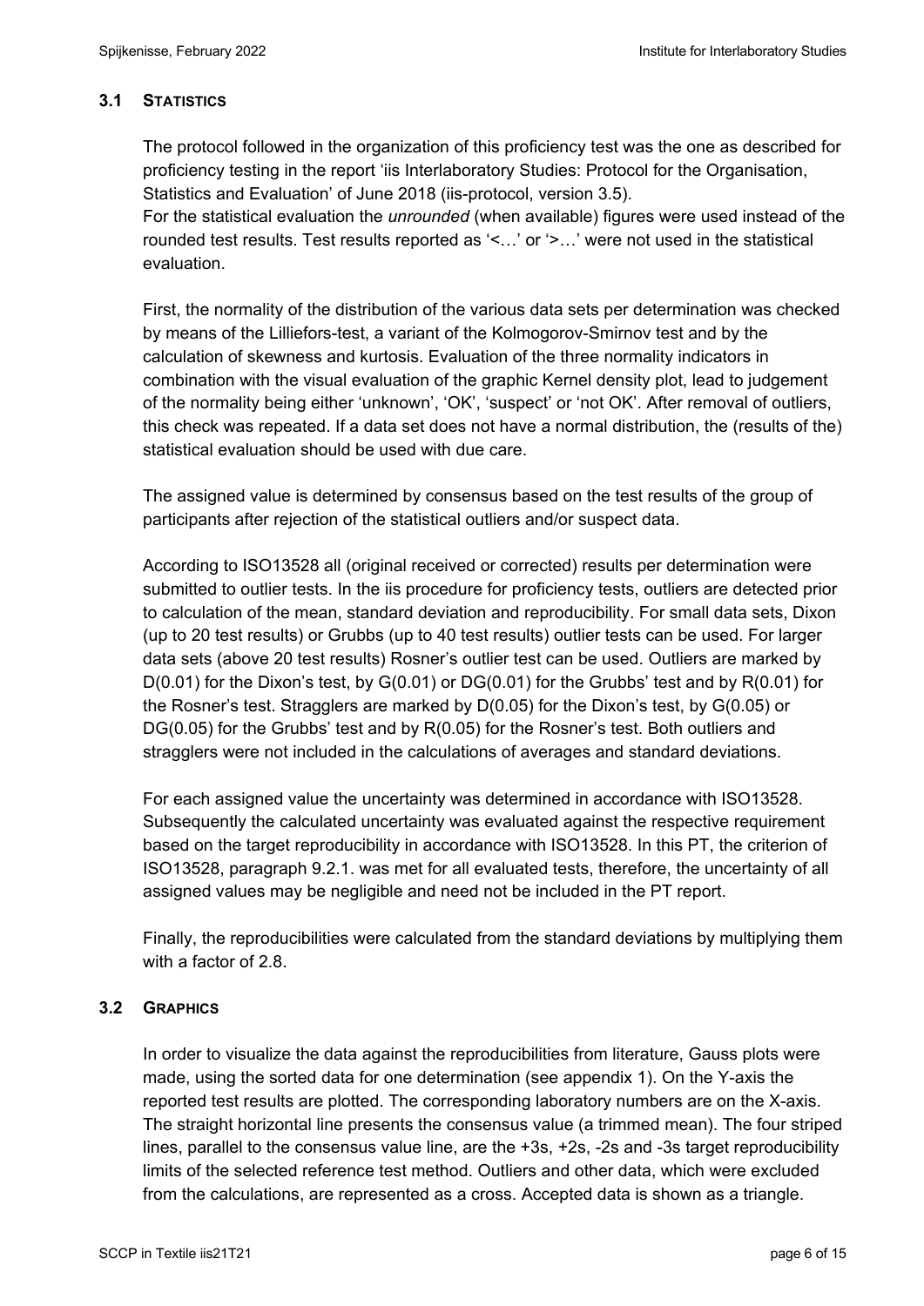### 3.1 STATISTICS

The protocol followed in the organization of this proficiency test was the one as described for proficiency testing in the report 'iis Interlaboratory Studies: Protocol for the Organisation, Statistics and Evaluation' of June 2018 (iis-protocol, version 3.5).
For the statistical evaluation the *unrounded* (when available) figures were used instead of the rounded test results. Test results reported as '<…' or '>…' were not used in the statistical evaluation.

First, the normality of the distribution of the various data sets per determination was checked by means of the Lilliefors-test, a variant of the Kolmogorov-Smirnov test and by the calculation of skewness and kurtosis. Evaluation of the three normality indicators in combination with the visual evaluation of the graphic Kernel density plot, lead to judgement of the normality being either 'unknown', 'OK', 'suspect' or 'not OK'. After removal of outliers, this check was repeated. If a data set does not have a normal distribution, the (results of the) statistical evaluation should be used with due care.

The assigned value is determined by consensus based on the test results of the group of participants after rejection of the statistical outliers and/or suspect data.

According to ISO13528 all (original received or corrected) results per determination were submitted to outlier tests. In the iis procedure for proficiency tests, outliers are detected prior to calculation of the mean, standard deviation and reproducibility. For small data sets, Dixon (up to 20 test results) or Grubbs (up to 40 test results) outlier tests can be used. For larger data sets (above 20 test results) Rosner's outlier test can be used. Outliers are marked by D(0.01) for the Dixon's test, by G(0.01) or DG(0.01) for the Grubbs' test and by R(0.01) for the Rosner's test. Stragglers are marked by D(0.05) for the Dixon's test, by G(0.05) or DG(0.05) for the Grubbs' test and by R(0.05) for the Rosner's test. Both outliers and stragglers were not included in the calculations of averages and standard deviations.

For each assigned value the uncertainty was determined in accordance with ISO13528. Subsequently the calculated uncertainty was evaluated against the respective requirement based on the target reproducibility in accordance with ISO13528. In this PT, the criterion of ISO13528, paragraph 9.2.1. was met for all evaluated tests, therefore, the uncertainty of all assigned values may be negligible and need not be included in the PT report.

Finally, the reproducibilities were calculated from the standard deviations by multiplying them with a factor of 2.8.

### 3.2 GRAPHICS

In order to visualize the data against the reproducibilities from literature, Gauss plots were made, using the sorted data for one determination (see appendix 1). On the Y-axis the reported test results are plotted. The corresponding laboratory numbers are on the X-axis. The straight horizontal line presents the consensus value (a trimmed mean). The four striped lines, parallel to the consensus value line, are the +3s, +2s, -2s and -3s target reproducibility limits of the selected reference test method. Outliers and other data, which were excluded from the calculations, are represented as a cross. Accepted data is shown as a triangle.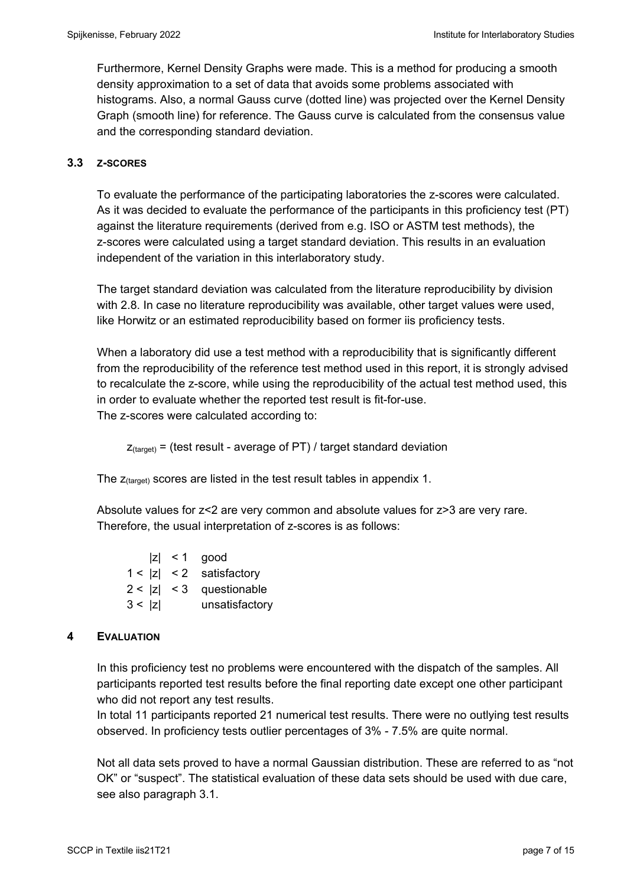Furthermore, Kernel Density Graphs were made. This is a method for producing a smooth density approximation to a set of data that avoids some problems associated with histograms. Also, a normal Gauss curve (dotted line) was projected over the Kernel Density Graph (smooth line) for reference. The Gauss curve is calculated from the consensus value and the corresponding standard deviation.

### 3.3 Z-SCORES

To evaluate the performance of the participating laboratories the z-scores were calculated. As it was decided to evaluate the performance of the participants in this proficiency test (PT) against the literature requirements (derived from e.g. ISO or ASTM test methods), the z-scores were calculated using a target standard deviation. This results in an evaluation independent of the variation in this interlaboratory study.

The target standard deviation was calculated from the literature reproducibility by division with 2.8. In case no literature reproducibility was available, other target values were used, like Horwitz or an estimated reproducibility based on former iis proficiency tests.

When a laboratory did use a test method with a reproducibility that is significantly different from the reproducibility of the reference test method used in this report, it is strongly advised to recalculate the z-score, while using the reproducibility of the actual test method used, this in order to evaluate whether the reported test result is fit-for-use.
The z-scores were calculated according to:

$z_{(target)}$ = (test result - average of PT) / target standard deviation

The $z_{(target)}$ scores are listed in the test result tables in appendix 1.

Absolute values for z<2 are very common and absolute values for z>3 are very rare. Therefore, the usual interpretation of z-scores is as follows:

| | |
|---|---|
| $\|z\| < 1$ | good |
| $1 < \|z\| < 2$ | satisfactory |
| $2 < \|z\| < 3$ | questionable |
| $3 < \|z\|$ | unsatisfactory |

## 4 EVALUATION

In this proficiency test no problems were encountered with the dispatch of the samples. All participants reported test results before the final reporting date except one other participant who did not report any test results.
In total 11 participants reported 21 numerical test results. There were no outlying test results observed. In proficiency tests outlier percentages of 3% - 7.5% are quite normal.

Not all data sets proved to have a normal Gaussian distribution. These are referred to as "not OK" or "suspect". The statistical evaluation of these data sets should be used with due care, see also paragraph 3.1.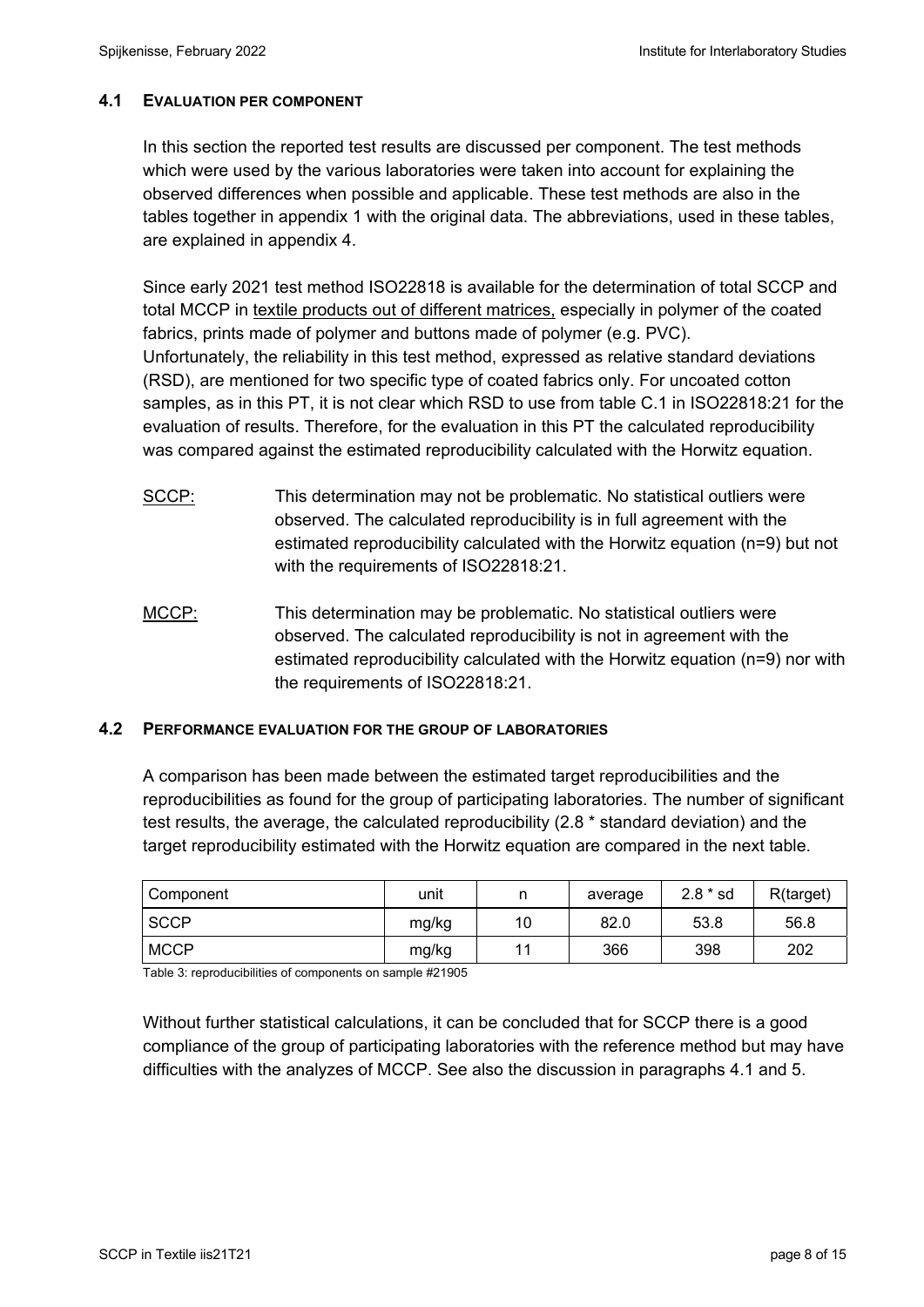### 4.1 EVALUATION PER COMPONENT

In this section the reported test results are discussed per component. The test methods which were used by the various laboratories were taken into account for explaining the observed differences when possible and applicable. These test methods are also in the tables together in appendix 1 with the original data. The abbreviations, used in these tables, are explained in appendix 4.

Since early 2021 test method ISO22818 is available for the determination of total SCCP and total MCCP in textile products out of different matrices, especially in polymer of the coated fabrics, prints made of polymer and buttons made of polymer (e.g. PVC). Unfortunately, the reliability in this test method, expressed as relative standard deviations (RSD), are mentioned for two specific type of coated fabrics only. For uncoated cotton samples, as in this PT, it is not clear which RSD to use from table C.1 in ISO22818:21 for the evaluation of results. Therefore, for the evaluation in this PT the calculated reproducibility was compared against the estimated reproducibility calculated with the Horwitz equation.

SCCP: This determination may not be problematic. No statistical outliers were observed. The calculated reproducibility is in full agreement with the estimated reproducibility calculated with the Horwitz equation (n=9) but not with the requirements of ISO22818:21.

MCCP: This determination may be problematic. No statistical outliers were observed. The calculated reproducibility is not in agreement with the estimated reproducibility calculated with the Horwitz equation (n=9) nor with the requirements of ISO22818:21.

### 4.2 PERFORMANCE EVALUATION FOR THE GROUP OF LABORATORIES

A comparison has been made between the estimated target reproducibilities and the reproducibilities as found for the group of participating laboratories. The number of significant test results, the average, the calculated reproducibility (2.8 * standard deviation) and the target reproducibility estimated with the Horwitz equation are compared in the next table.

| Component | unit | n | average | 2.8 * sd | R(target) |
|---|---|---|---|---|---|
| SCCP | mg/kg | 10 | 82.0 | 53.8 | 56.8 |
| MCCP | mg/kg | 11 | 366 | 398 | 202 |

Table 3: reproducibilities of components on sample #21905

Without further statistical calculations, it can be concluded that for SCCP there is a good compliance of the group of participating laboratories with the reference method but may have difficulties with the analyzes of MCCP. See also the discussion in paragraphs 4.1 and 5.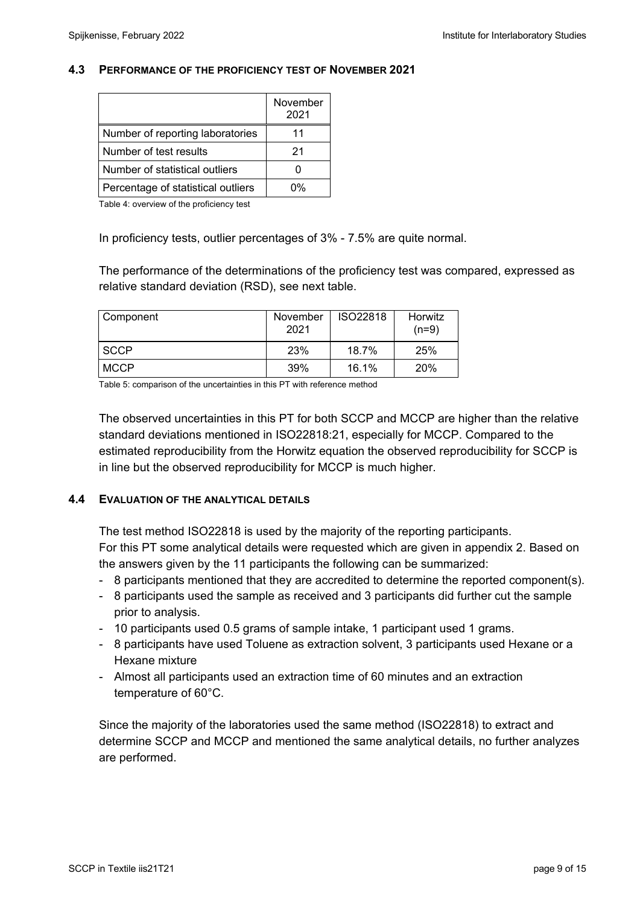### 4.3 PERFORMANCE OF THE PROFICIENCY TEST OF NOVEMBER 2021

| | November 2021 |
|---|---|
| Number of reporting laboratories | 11 |
| Number of test results | 21 |
| Number of statistical outliers | 0 |
| Percentage of statistical outliers | 0% |

Table 4: overview of the proficiency test

In proficiency tests, outlier percentages of 3% - 7.5% are quite normal.

The performance of the determinations of the proficiency test was compared, expressed as relative standard deviation (RSD), see next table.

| Component | November 2021 | ISO22818 | Horwitz (n=9) |
|---|---|---|---|
| SCCP | 23% | 18.7% | 25% |
| MCCP | 39% | 16.1% | 20% |

Table 5: comparison of the uncertainties in this PT with reference method

The observed uncertainties in this PT for both SCCP and MCCP are higher than the relative standard deviations mentioned in ISO22818:21, especially for MCCP. Compared to the estimated reproducibility from the Horwitz equation the observed reproducibility for SCCP is in line but the observed reproducibility for MCCP is much higher.

### 4.4 EVALUATION OF THE ANALYTICAL DETAILS

The test method ISO22818 is used by the majority of the reporting participants.
For this PT some analytical details were requested which are given in appendix 2. Based on the answers given by the 11 participants the following can be summarized:

- 8 participants mentioned that they are accredited to determine the reported component(s).
- 8 participants used the sample as received and 3 participants did further cut the sample prior to analysis.
- 10 participants used 0.5 grams of sample intake, 1 participant used 1 grams.
- 8 participants have used Toluene as extraction solvent, 3 participants used Hexane or a Hexane mixture
- Almost all participants used an extraction time of 60 minutes and an extraction temperature of 60°C.

Since the majority of the laboratories used the same method (ISO22818) to extract and determine SCCP and MCCP and mentioned the same analytical details, no further analyzes are performed.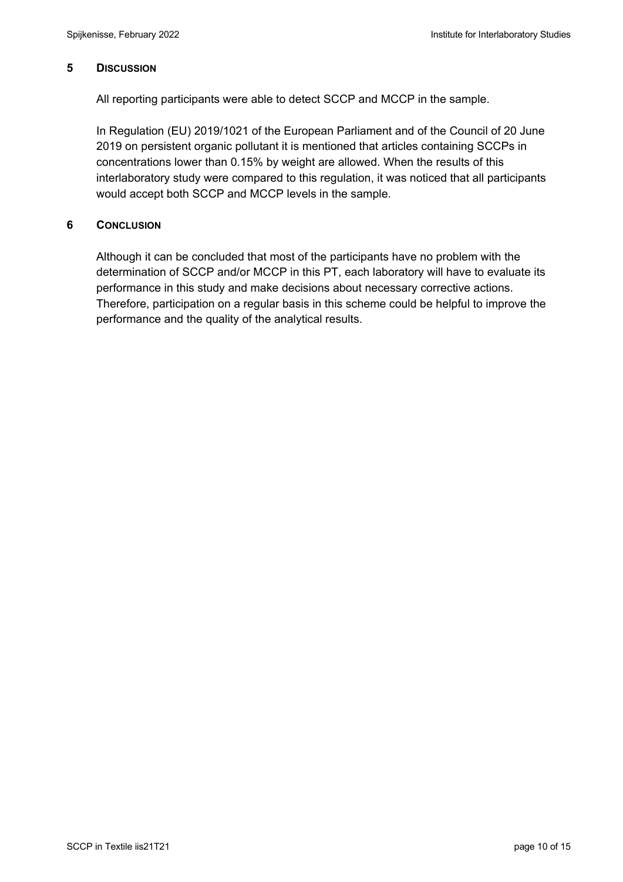## 5 DISCUSSION

All reporting participants were able to detect SCCP and MCCP in the sample.

In Regulation (EU) 2019/1021 of the European Parliament and of the Council of 20 June 2019 on persistent organic pollutant it is mentioned that articles containing SCCPs in concentrations lower than 0.15% by weight are allowed. When the results of this interlaboratory study were compared to this regulation, it was noticed that all participants would accept both SCCP and MCCP levels in the sample.

## 6 CONCLUSION

Although it can be concluded that most of the participants have no problem with the determination of SCCP and/or MCCP in this PT, each laboratory will have to evaluate its performance in this study and make decisions about necessary corrective actions. Therefore, participation on a regular basis in this scheme could be helpful to improve the performance and the quality of the analytical results.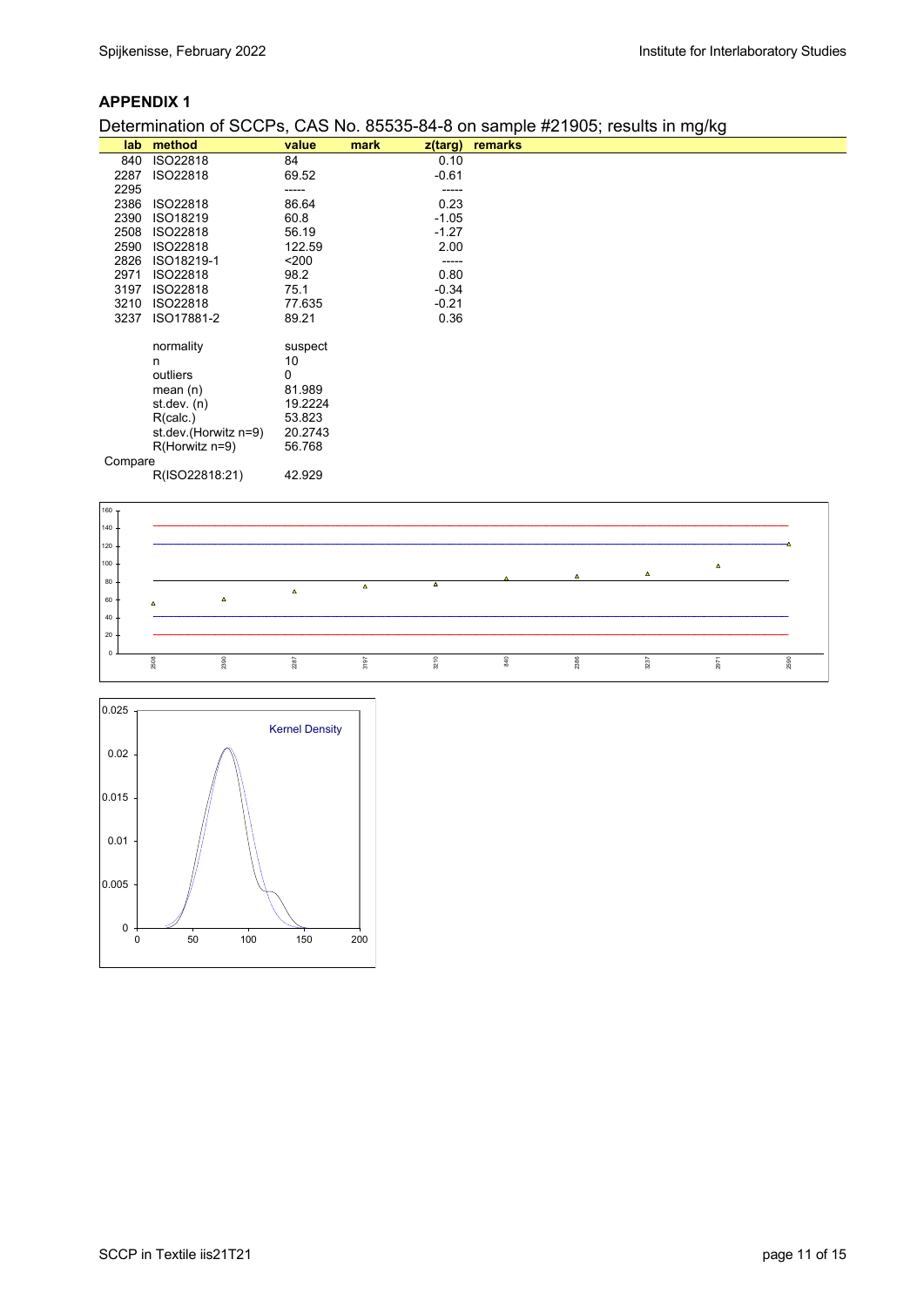## APPENDIX 1

Determination of SCCPs, CAS No. 85535-84-8 on sample #21905; results in mg/kg

| lab | method | value | mark | z(targ) | remarks |
|---|---|---|---|---|---|
| 840 | ISO22818 | 84 | | 0.10 | |
| 2287 | ISO22818 | 69.52 | | -0.61 | |
| 2295 | | ----- | | ----- | |
| 2386 | ISO22818 | 86.64 | | 0.23 | |
| 2390 | ISO18219 | 60.8 | | -1.05 | |
| 2508 | ISO22818 | 56.19 | | -1.27 | |
| 2590 | ISO22818 | 122.59 | | 2.00 | |
| 2826 | ISO18219-1 | <200 | | ----- | |
| 2971 | ISO22818 | 98.2 | | 0.80 | |
| 3197 | ISO22818 | 75.1 | | -0.34 | |
| 3210 | ISO22818 | 77.635 | | -0.21 | |
| 3237 | ISO17881-2 | 89.21 | | 0.36 | |

| | | |
|---|---|---|
| | normality | suspect |
| | n | 10 |
| | outliers | 0 |
| | mean (n) | 81.989 |
| | st.dev. (n) | 19.2224 |
| | R(calc.) | 53.823 |
| | st.dev.(Horwitz n=9) | 20.2743 |
| | R(Horwitz n=9) | 56.768 |
| Compare | | |
| | R(ISO22818:21) | 42.929 |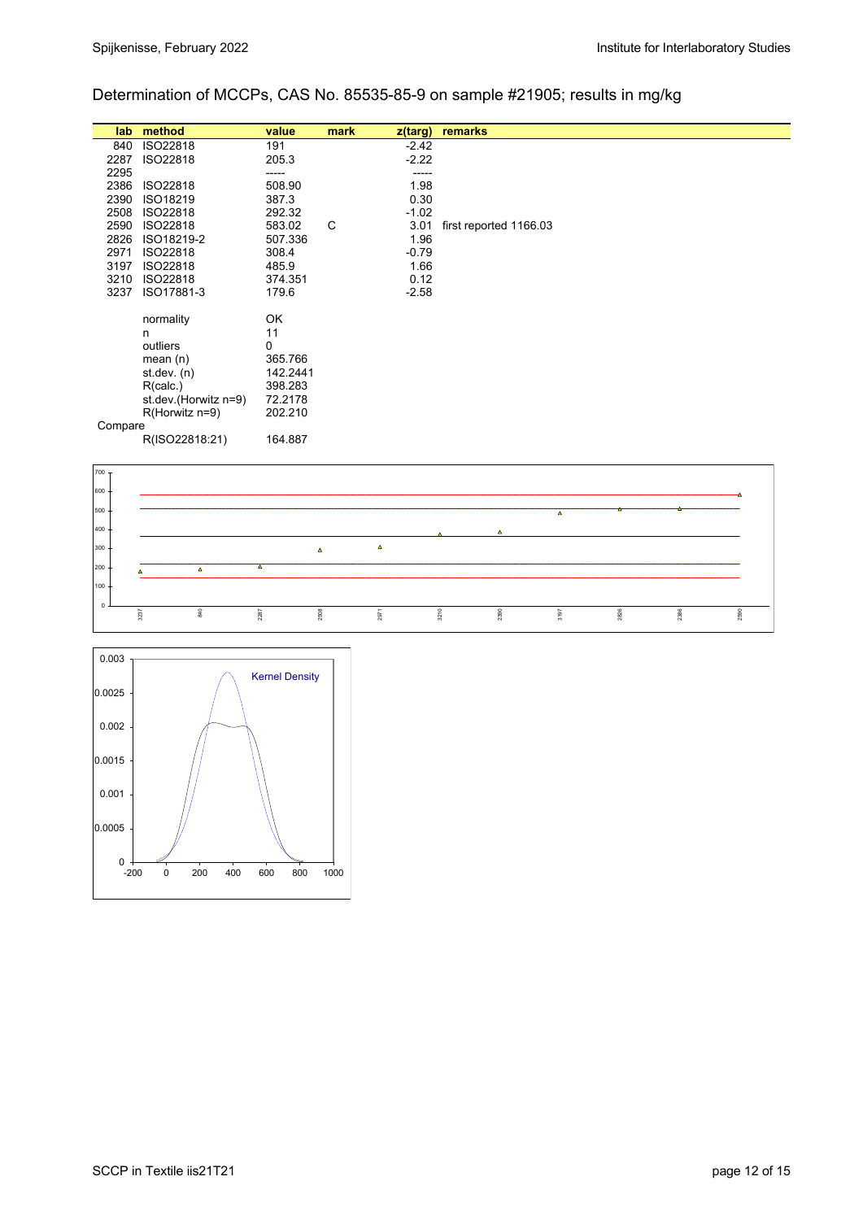Determination of MCCPs, CAS No. 85535-85-9 on sample #21905; results in mg/kg

| lab | method | value | mark | z(targ) | remarks |
|---|---|---|---|---|---|
| 840 | ISO22818 | 191 | | -2.42 | |
| 2287 | ISO22818 | 205.3 | | -2.22 | |
| 2295 | | ----- | | ----- | |
| 2386 | ISO22818 | 508.90 | | 1.98 | |
| 2390 | ISO18219 | 387.3 | | 0.30 | |
| 2508 | ISO22818 | 292.32 | | -1.02 | |
| 2590 | ISO22818 | 583.02 | C | 3.01 | first reported 1166.03 |
| 2826 | ISO18219-2 | 507.336 | | 1.96 | |
| 2971 | ISO22818 | 308.4 | | -0.79 | |
| 3197 | ISO22818 | 485.9 | | 1.66 | |
| 3210 | ISO22818 | 374.351 | | 0.12 | |
| 3237 | ISO17881-3 | 179.6 | | -2.58 | |
| | normality | OK | | | |
| | n | 11 | | | |
| | outliers | 0 | | | |
| | mean (n) | 365.766 | | | |
| | st.dev. (n) | 142.2441 | | | |
| | R(calc.) | 398.283 | | | |
| | st.dev.(Horwitz n=9) | 72.2178 | | | |
| | R(Horwitz n=9) | 202.210 | | | |
| Compare | | | | | |
| | R(ISO22818:21) | 164.887 | | | |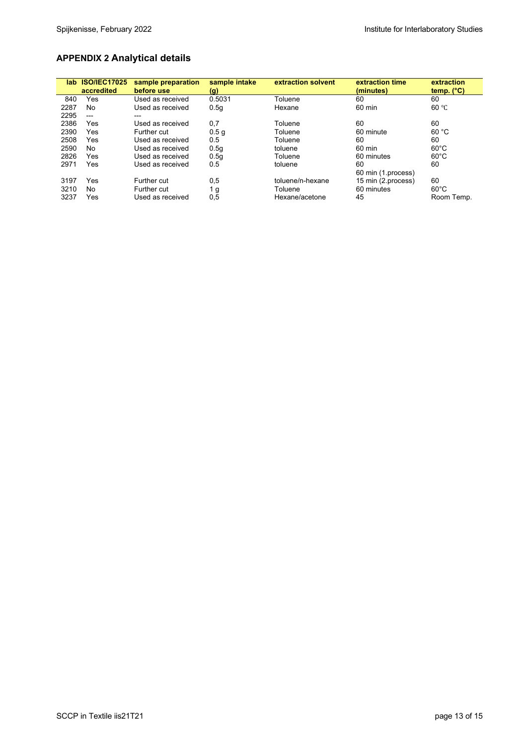## APPENDIX 2 Analytical details

| lab | ISO/IEC17025 accredited | sample preparation before use | sample intake (g) | extraction solvent | extraction time (minutes) | extraction temp. (°C) |
|---|---|---|---|---|---|---|
| 840 | Yes | Used as received | 0.5031 | Toluene | 60 | 60 |
| 2287 | No | Used as received | 0.5g | Hexane | 60 min | 60 ℃ |
| 2295 | --- | --- | | | | |
| 2386 | Yes | Used as received | 0,7 | Toluene | 60 | 60 |
| 2390 | Yes | Further cut | 0.5 g | Toluene | 60 minute | 60 °C |
| 2508 | Yes | Used as received | 0.5 | Toluene | 60 | 60 |
| 2590 | No | Used as received | 0.5g | toluene | 60 min | 60°C |
| 2826 | Yes | Used as received | 0.5g | Toluene | 60 minutes | 60°C |
| 2971 | Yes | Used as received | 0.5 | toluene | 60 | 60 |
| 3197 | Yes | Further cut | 0,5 | toluene/n-hexane | 60 min (1.process) 15 min (2.process) | 60 |
| 3210 | No | Further cut | 1 g | Toluene | 60 minutes | 60°C |
| 3237 | Yes | Used as received | 0,5 | Hexane/acetone | 45 | Room Temp. |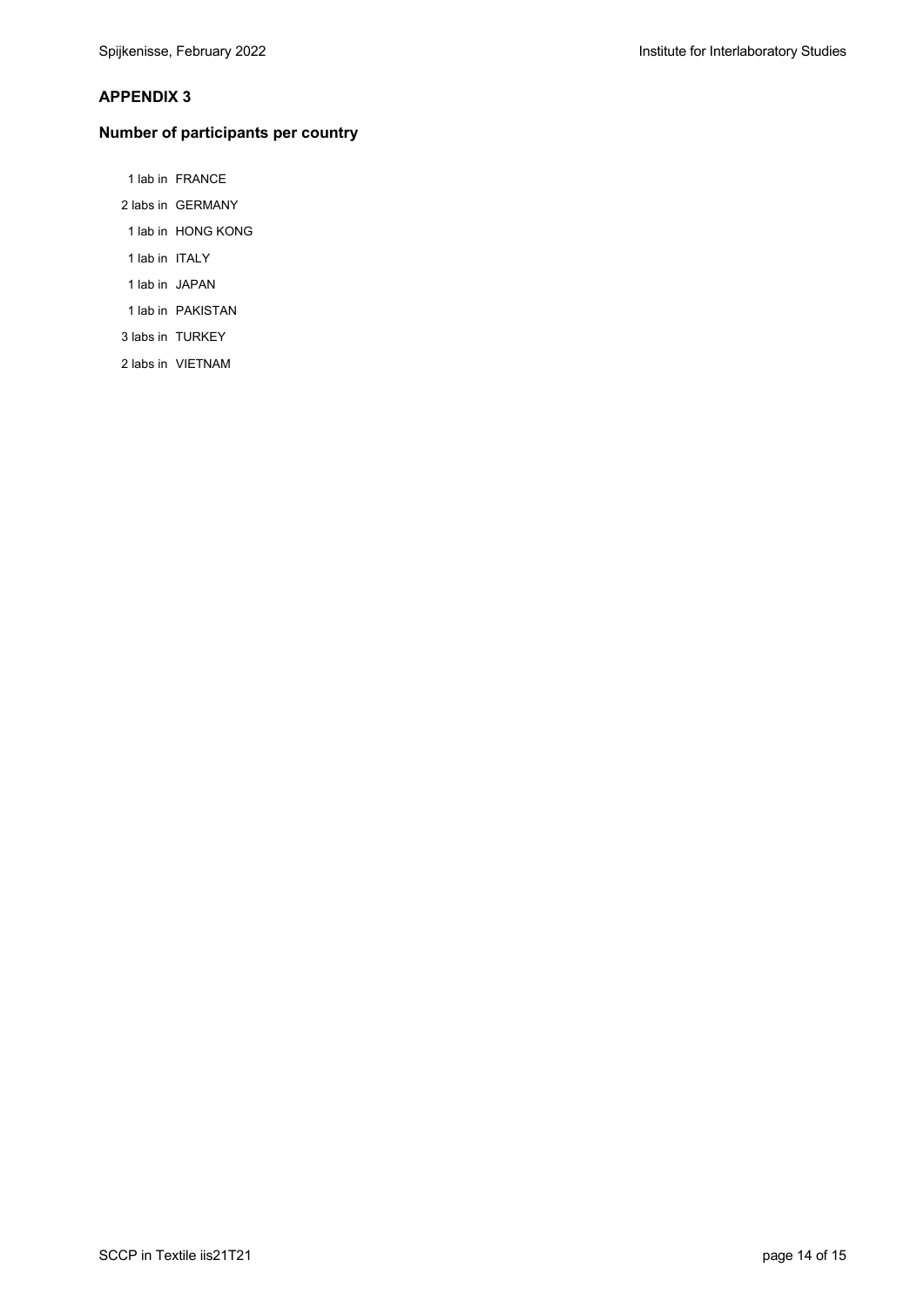## APPENDIX 3

### Number of participants per country

1 lab in FRANCE
2 labs in GERMANY
1 lab in HONG KONG
1 lab in ITALY
1 lab in JAPAN
1 lab in PAKISTAN
3 labs in TURKEY
2 labs in VIETNAM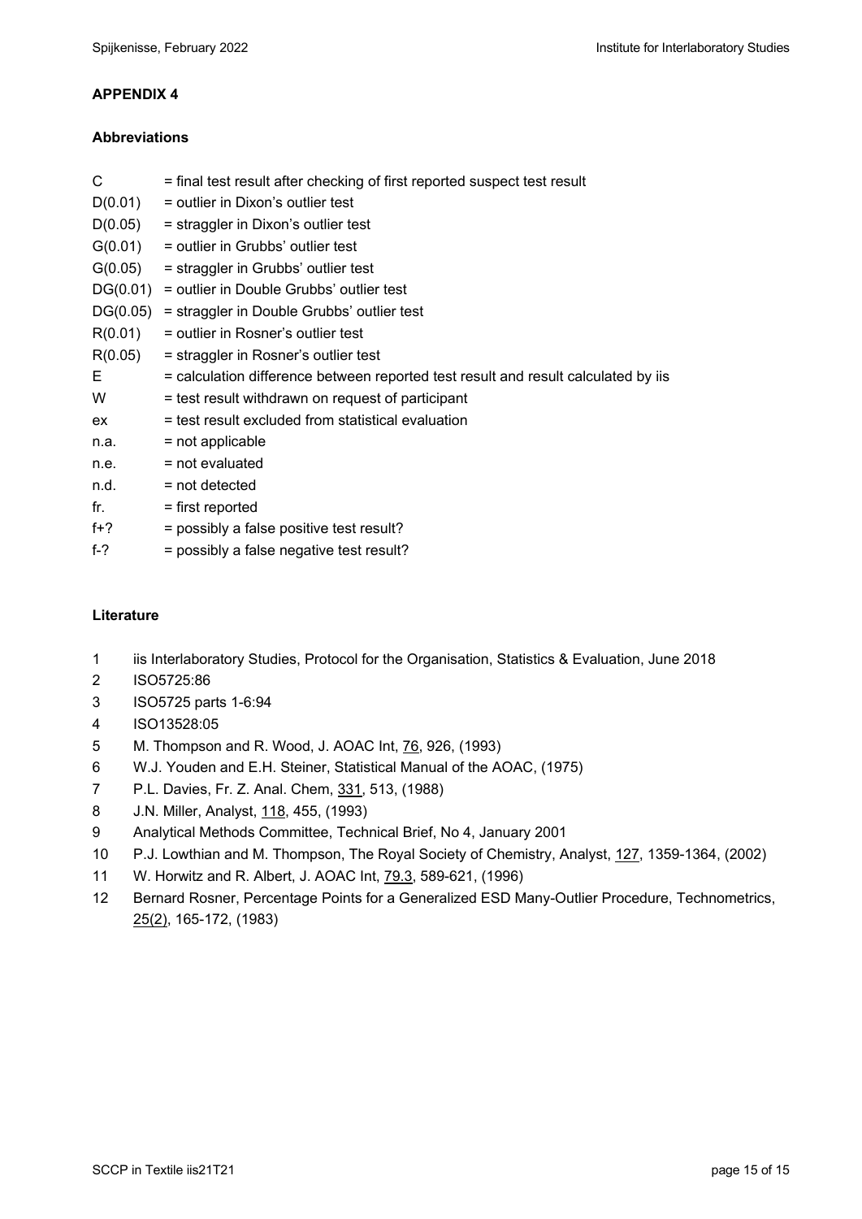**APPENDIX 4**

**Abbreviations**

| | |
|---|---|
| C | = final test result after checking of first reported suspect test result |
| D(0.01) | = outlier in Dixon's outlier test |
| D(0.05) | = straggler in Dixon's outlier test |
| G(0.01) | = outlier in Grubbs' outlier test |
| G(0.05) | = straggler in Grubbs' outlier test |
| DG(0.01) | = outlier in Double Grubbs' outlier test |
| DG(0.05) | = straggler in Double Grubbs' outlier test |
| R(0.01) | = outlier in Rosner's outlier test |
| R(0.05) | = straggler in Rosner's outlier test |
| E | = calculation difference between reported test result and result calculated by iis |
| W | = test result withdrawn on request of participant |
| ex | = test result excluded from statistical evaluation |
| n.a. | = not applicable |
| n.e. | = not evaluated |
| n.d. | = not detected |
| fr. | = first reported |
| f+? | = possibly a false positive test result? |
| f-? | = possibly a false negative test result? |

**Literature**

1. iis Interlaboratory Studies, Protocol for the Organisation, Statistics & Evaluation, June 2018
2. ISO5725:86
3. ISO5725 parts 1-6:94
4. ISO13528:05
5. M. Thompson and R. Wood, J. AOAC Int, 76, 926, (1993)
6. W.J. Youden and E.H. Steiner, Statistical Manual of the AOAC, (1975)
7. P.L. Davies, Fr. Z. Anal. Chem, 331, 513, (1988)
8. J.N. Miller, Analyst, 118, 455, (1993)
9. Analytical Methods Committee, Technical Brief, No 4, January 2001
10. P.J. Lowthian and M. Thompson, The Royal Society of Chemistry, Analyst, 127, 1359-1364, (2002)
11. W. Horwitz and R. Albert, J. AOAC Int, 79.3, 589-621, (1996)
12. Bernard Rosner, Percentage Points for a Generalized ESD Many-Outlier Procedure, Technometrics, 25(2), 165-172, (1983)